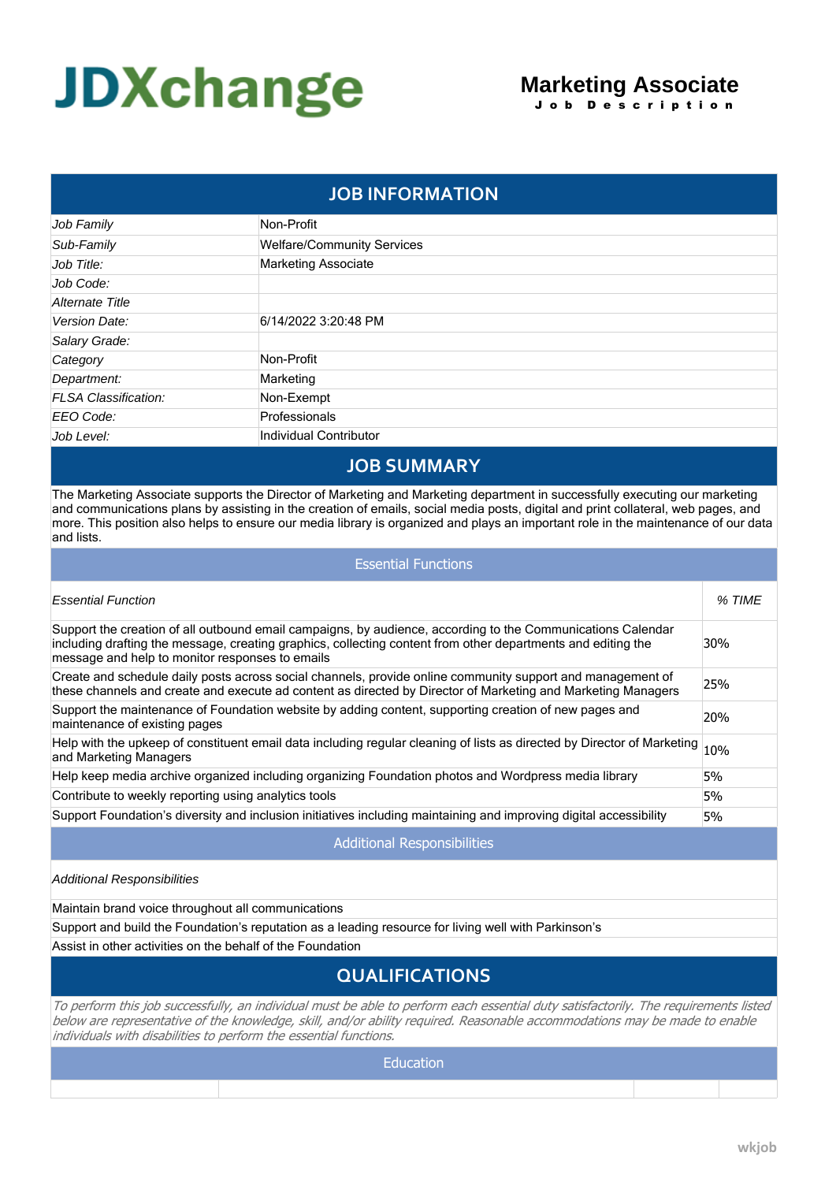JDXchange

# Marketing Associate

Job Description

## JOB INFORMATION

| | |
|---|---|
| *Job Family* | Non-Profit |
| *Sub-Family* | Welfare/Community Services |
| *Job Title:* | Marketing Associate |
| *Job Code:* | |
| *Alternate Title* | |
| *Version Date:* | 6/14/2022 3:20:48 PM |
| *Salary Grade:* | |
| *Category* | Non-Profit |
| *Department:* | Marketing |
| *FLSA Classification:* | Non-Exempt |
| *EEO Code:* | Professionals |
| *Job Level:* | Individual Contributor |

## JOB SUMMARY

The Marketing Associate supports the Director of Marketing and Marketing department in successfully executing our marketing and communications plans by assisting in the creation of emails, social media posts, digital and print collateral, web pages, and more. This position also helps to ensure our media library is organized and plays an important role in the maintenance of our data and lists.

### Essential Functions

| *Essential Function* | *% TIME* |
|---|---|
| Support the creation of all outbound email campaigns, by audience, according to the Communications Calendar including drafting the message, creating graphics, collecting content from other departments and editing the message and help to monitor responses to emails | 30% |
| Create and schedule daily posts across social channels, provide online community support and management of these channels and create and execute ad content as directed by Director of Marketing and Marketing Managers | 25% |
| Support the maintenance of Foundation website by adding content, supporting creation of new pages and maintenance of existing pages | 20% |
| Help with the upkeep of constituent email data including regular cleaning of lists as directed by Director of Marketing and Marketing Managers | 10% |
| Help keep media archive organized including organizing Foundation photos and Wordpress media library | 5% |
| Contribute to weekly reporting using analytics tools | 5% |
| Support Foundation's diversity and inclusion initiatives including maintaining and improving digital accessibility | 5% |

### Additional Responsibilities

*Additional Responsibilities*

- Maintain brand voice throughout all communications
- Support and build the Foundation's reputation as a leading resource for living well with Parkinson's
- Assist in other activities on the behalf of the Foundation

## QUALIFICATIONS

*To perform this job successfully, an individual must be able to perform each essential duty satisfactorily. The requirements listed below are representative of the knowledge, skill, and/or ability required. Reasonable accommodations may be made to enable individuals with disabilities to perform the essential functions.*

### Education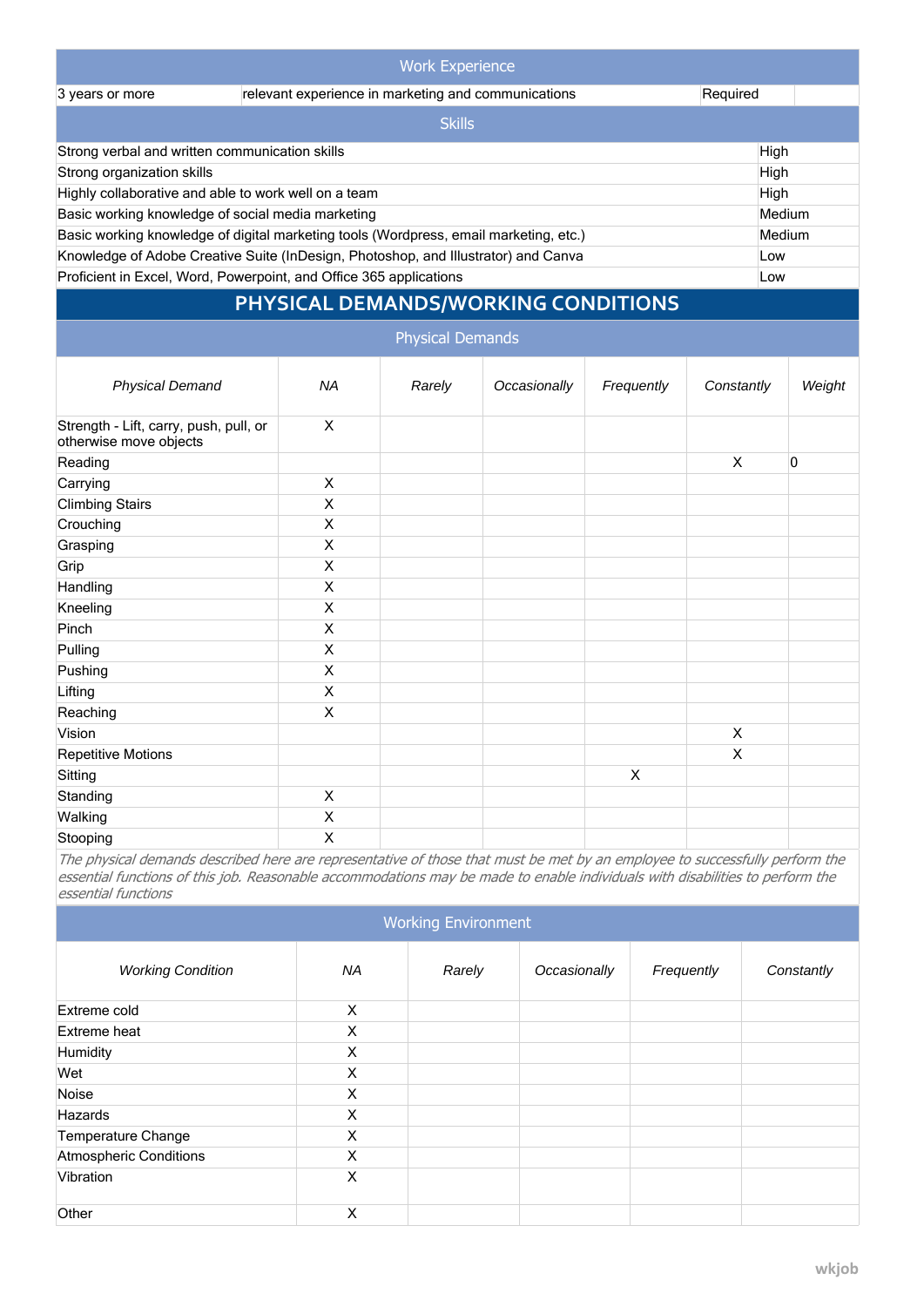## Work Experience

| | | | |
|---|---|---|---|
| 3 years or more | relevant experience in marketing and communications | Required | |

## Skills

| | |
|---|---|
| Strong verbal and written communication skills | High |
| Strong organization skills | High |
| Highly collaborative and able to work well on a team | High |
| Basic working knowledge of social media marketing | Medium |
| Basic working knowledge of digital marketing tools (Wordpress, email marketing, etc.) | Medium |
| Knowledge of Adobe Creative Suite (InDesign, Photoshop, and Illustrator) and Canva | Low |
| Proficient in Excel, Word, Powerpoint, and Office 365 applications | Low |

# PHYSICAL DEMANDS/WORKING CONDITIONS

## Physical Demands

| *Physical Demand* | *NA* | *Rarely* | *Occasionally* | *Frequently* | *Constantly* | *Weight* |
|---|---|---|---|---|---|---|
| Strength - Lift, carry, push, pull, or otherwise move objects | X | | | | | |
| Reading | | | | | X | 0 |
| Carrying | X | | | | | |
| Climbing Stairs | X | | | | | |
| Crouching | X | | | | | |
| Grasping | X | | | | | |
| Grip | X | | | | | |
| Handling | X | | | | | |
| Kneeling | X | | | | | |
| Pinch | X | | | | | |
| Pulling | X | | | | | |
| Pushing | X | | | | | |
| Lifting | X | | | | | |
| Reaching | X | | | | | |
| Vision | | | | | X | |
| Repetitive Motions | | | | | X | |
| Sitting | | | | X | | |
| Standing | X | | | | | |
| Walking | X | | | | | |
| Stooping | X | | | | | |

*The physical demands described here are representative of those that must be met by an employee to successfully perform the essential functions of this job. Reasonable accommodations may be made to enable individuals with disabilities to perform the essential functions*

## Working Environment

| *Working Condition* | *NA* | *Rarely* | *Occasionally* | *Frequently* | *Constantly* |
|---|---|---|---|---|---|
| Extreme cold | X | | | | |
| Extreme heat | X | | | | |
| Humidity | X | | | | |
| Wet | X | | | | |
| Noise | X | | | | |
| Hazards | X | | | | |
| Temperature Change | X | | | | |
| Atmospheric Conditions | X | | | | |
| Vibration | X | | | | |
| Other | X | | | | |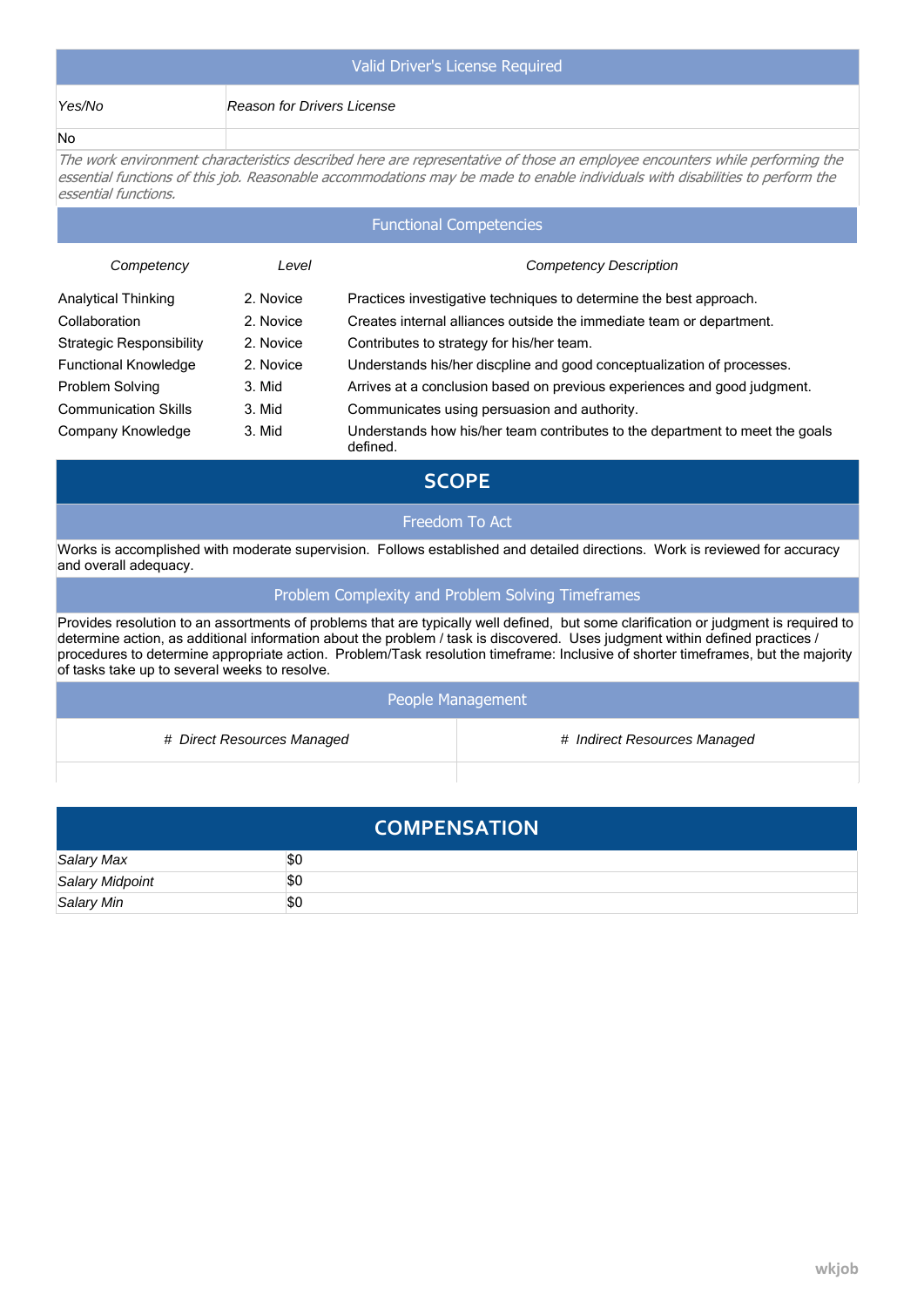## Valid Driver's License Required

| Yes/No | Reason for Drivers License |
|---|---|
| No | |

*The work environment characteristics described here are representative of those an employee encounters while performing the essential functions of this job. Reasonable accommodations may be made to enable individuals with disabilities to perform the essential functions.*

## Functional Competencies

| *Competency* | *Level* | *Competency Description* |
|---|---|---|
| Analytical Thinking | 2. Novice | Practices investigative techniques to determine the best approach. |
| Collaboration | 2. Novice | Creates internal alliances outside the immediate team or department. |
| Strategic Responsibility | 2. Novice | Contributes to strategy for his/her team. |
| Functional Knowledge | 2. Novice | Understands his/her discpline and good conceptualization of processes. |
| Problem Solving | 3. Mid | Arrives at a conclusion based on previous experiences and good judgment. |
| Communication Skills | 3. Mid | Communicates using persuasion and authority. |
| Company Knowledge | 3. Mid | Understands how his/her team contributes to the department to meet the goals defined. |

# SCOPE

## Freedom To Act

Works is accomplished with moderate supervision. Follows established and detailed directions. Work is reviewed for accuracy and overall adequacy.

## Problem Complexity and Problem Solving Timeframes

Provides resolution to an assortments of problems that are typically well defined, but some clarification or judgment is required to determine action, as additional information about the problem / task is discovered. Uses judgment within defined practices / procedures to determine appropriate action. Problem/Task resolution timeframe: Inclusive of shorter timeframes, but the majority of tasks take up to several weeks to resolve.

## People Management

| *# Direct Resources Managed* | *# Indirect Resources Managed* |
|---|---|
| | |

# COMPENSATION

| | |
|---|---|
| *Salary Max* | $0 |
| *Salary Midpoint* | $0 |
| *Salary Min* | $0 |